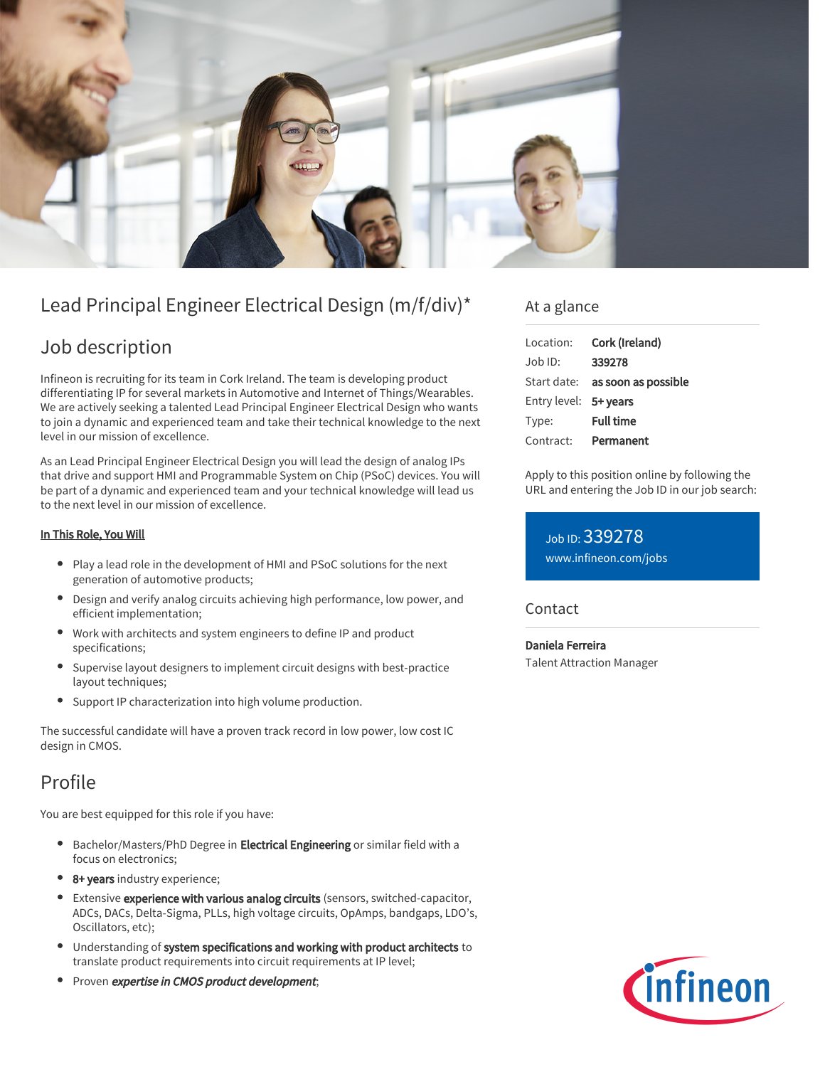# Lead Principal Engineer Electrical Design (m/f/div)*

## Job description

Infineon is recruiting for its team in Cork Ireland. The team is developing product differentiating IP for several markets in Automotive and Internet of Things/Wearables. We are actively seeking a talented Lead Principal Engineer Electrical Design who wants to join a dynamic and experienced team and take their technical knowledge to the next level in our mission of excellence.

As an Lead Principal Engineer Electrical Design you will lead the design of analog IPs that drive and support HMI and Programmable System on Chip (PSoC) devices. You will be part of a dynamic and experienced team and your technical knowledge will lead us to the next level in our mission of excellence.

**In This Role, You Will**

- Play a lead role in the development of HMI and PSoC solutions for the next generation of automotive products;
- Design and verify analog circuits achieving high performance, low power, and efficient implementation;
- Work with architects and system engineers to define IP and product specifications;
- Supervise layout designers to implement circuit designs with best-practice layout techniques;
- Support IP characterization into high volume production.

The successful candidate will have a proven track record in low power, low cost IC design in CMOS.

## Profile

You are best equipped for this role if you have:

- Bachelor/Masters/PhD Degree in **Electrical Engineering** or similar field with a focus on electronics;
- **8+ years** industry experience;
- Extensive **experience with various analog circuits** (sensors, switched-capacitor, ADCs, DACs, Delta-Sigma, PLLs, high voltage circuits, OpAmps, bandgaps, LDO's, Oscillators, etc);
- Understanding of **system specifications and working with product architects** to translate product requirements into circuit requirements at IP level;
- Proven ***expertise in CMOS product development***;

## At a glance

| | |
|---|---|
| Location: | **Cork (Ireland)** |
| Job ID: | **339278** |
| Start date: | **as soon as possible** |
| Entry level: | **5+ years** |
| Type: | **Full time** |
| Contract: | **Permanent** |

Apply to this position online by following the URL and entering the Job ID in our job search:

Job ID: 339278
www.infineon.com/jobs

## Contact

**Daniela Ferreira**
Talent Attraction Manager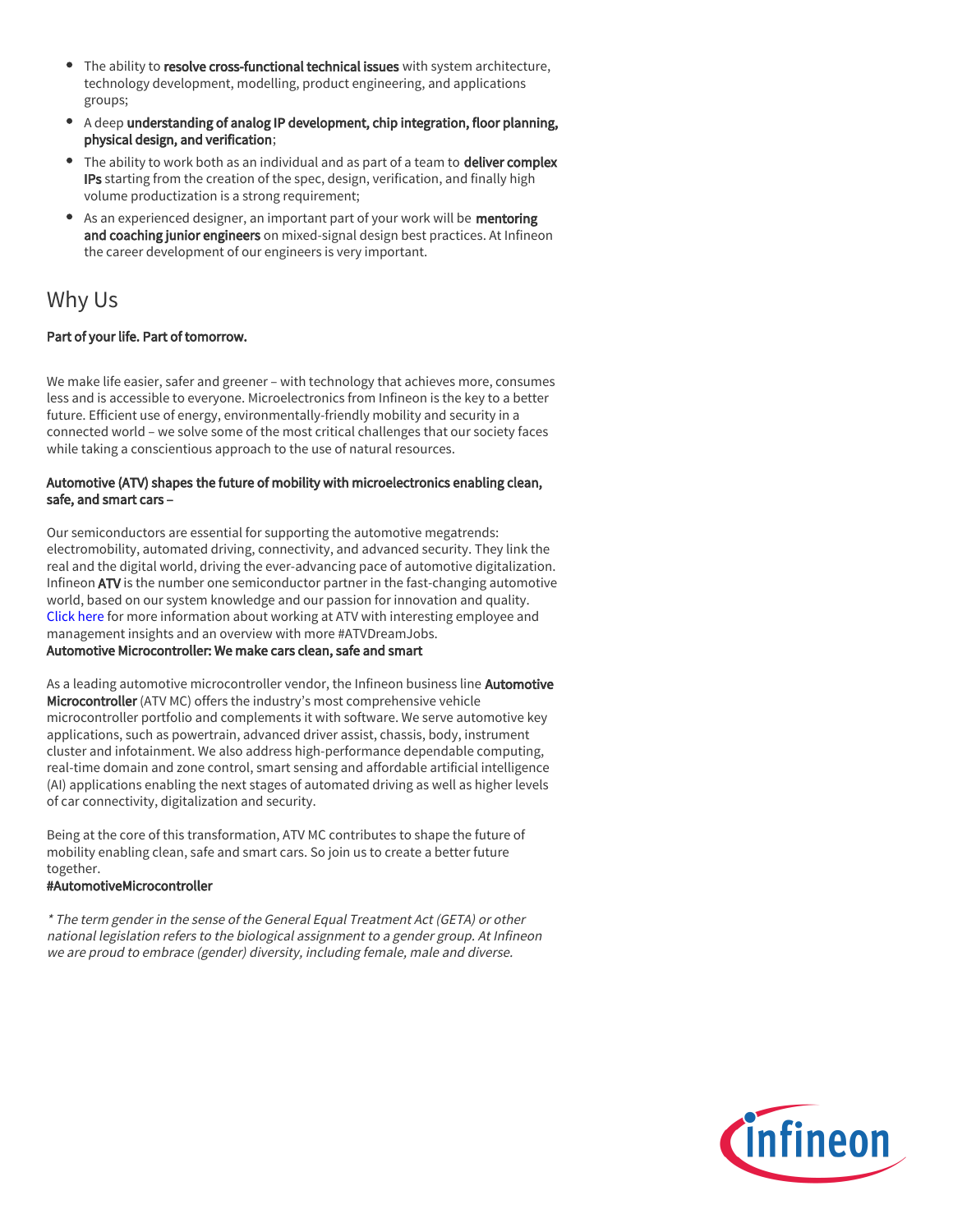- The ability to **resolve cross-functional technical issues** with system architecture, technology development, modelling, product engineering, and applications groups;
- A deep **understanding of analog IP development, chip integration, floor planning, physical design, and verification**;
- The ability to work both as an individual and as part of a team to **deliver complex IPs** starting from the creation of the spec, design, verification, and finally high volume productization is a strong requirement;
- As an experienced designer, an important part of your work will be **mentoring and coaching junior engineers** on mixed-signal design best practices. At Infineon the career development of our engineers is very important.

## Why Us

**Part of your life. Part of tomorrow.**

We make life easier, safer and greener – with technology that achieves more, consumes less and is accessible to everyone. Microelectronics from Infineon is the key to a better future. Efficient use of energy, environmentally-friendly mobility and security in a connected world – we solve some of the most critical challenges that our society faces while taking a conscientious approach to the use of natural resources.

**Automotive (ATV) shapes the future of mobility with microelectronics enabling clean, safe, and smart cars –**

Our semiconductors are essential for supporting the automotive megatrends: electromobility, automated driving, connectivity, and advanced security. They link the real and the digital world, driving the ever-advancing pace of automotive digitalization. Infineon **ATV** is the number one semiconductor partner in the fast-changing automotive world, based on our system knowledge and our passion for innovation and quality. Click here for more information about working at ATV with interesting employee and management insights and an overview with more #ATVDreamJobs.

**Automotive Microcontroller: We make cars clean, safe and smart**

As a leading automotive microcontroller vendor, the Infineon business line **Automotive Microcontroller** (ATV MC) offers the industry's most comprehensive vehicle microcontroller portfolio and complements it with software. We serve automotive key applications, such as powertrain, advanced driver assist, chassis, body, instrument cluster and infotainment. We also address high-performance dependable computing, real-time domain and zone control, smart sensing and affordable artificial intelligence (AI) applications enabling the next stages of automated driving as well as higher levels of car connectivity, digitalization and security.

Being at the core of this transformation, ATV MC contributes to shape the future of mobility enabling clean, safe and smart cars. So join us to create a better future together.

**#AutomotiveMicrocontroller**

*\* The term gender in the sense of the General Equal Treatment Act (GETA) or other national legislation refers to the biological assignment to a gender group. At Infineon we are proud to embrace (gender) diversity, including female, male and diverse.*